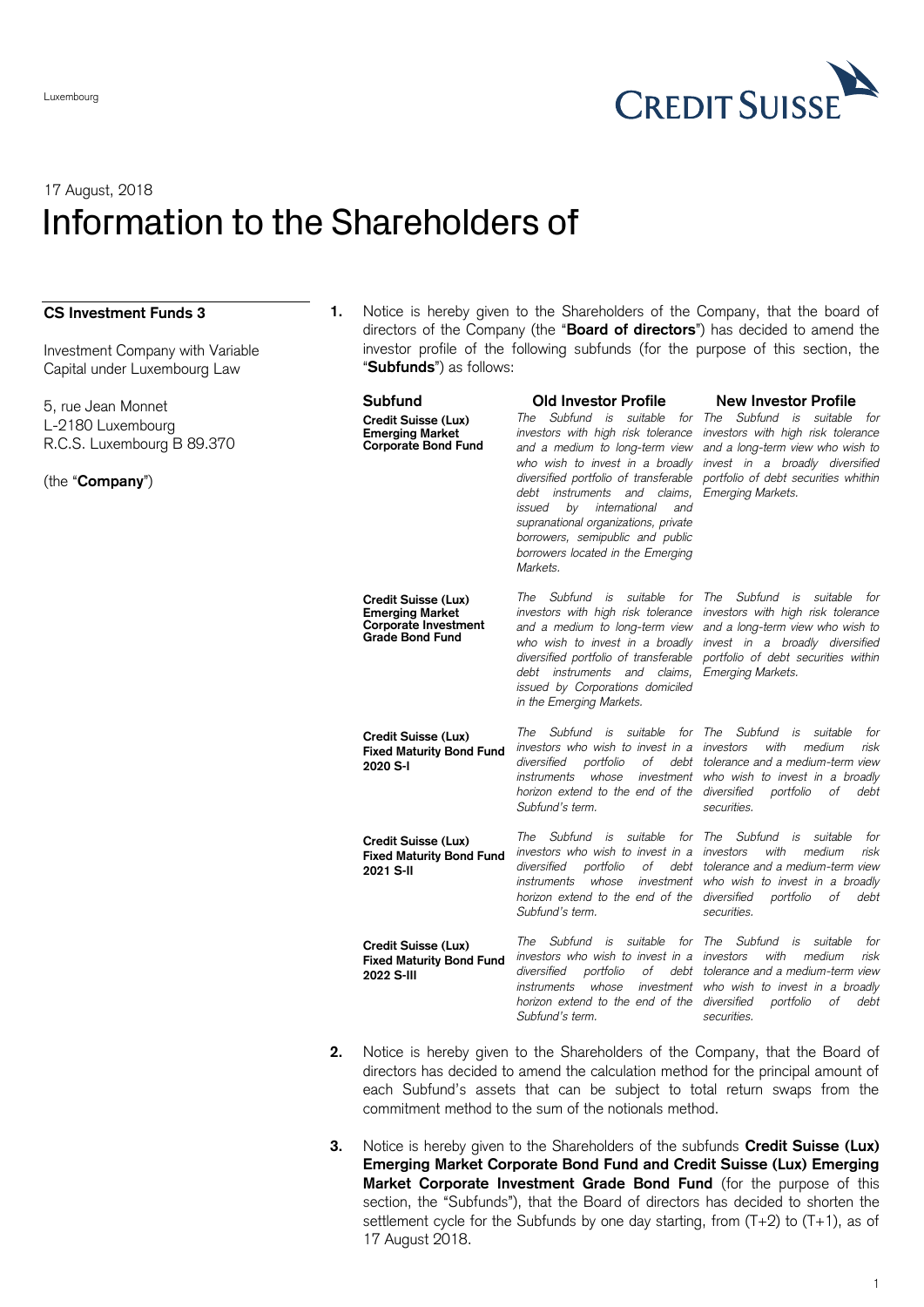Luxembourg

17 August, 2018

# Information to the Shareholders of

**CS Investment Funds 3**

Investment Company with Variable Capital under Luxembourg Law

5, rue Jean Monnet
L-2180 Luxembourg
R.C.S. Luxembourg B 89.370

(the "**Company**")

1. Notice is hereby given to the Shareholders of the Company, that the board of directors of the Company (the "**Board of directors**") has decided to amend the investor profile of the following subfunds (for the purpose of this section, the "**Subfunds**") as follows:

| Subfund | Old Investor Profile | New Investor Profile |
|---|---|---|
| **Credit Suisse (Lux) Emerging Market Corporate Bond Fund** | *The Subfund is suitable for investors with high risk tolerance and a medium to long-term view who wish to invest in a broadly diversified portfolio of transferable debt instruments and claims, issued by international and supranational organizations, private borrowers, semipublic and public borrowers located in the Emerging Markets.* | *The Subfund is suitable for investors with high risk tolerance and a long-term view who wish to invest in a broadly diversified portfolio of debt securities whithin Emerging Markets.* |
| **Credit Suisse (Lux) Emerging Market Corporate Investment Grade Bond Fund** | *The Subfund is suitable for investors with high risk tolerance and a medium to long-term view who wish to invest in a broadly diversified portfolio of transferable debt instruments and claims, issued by Corporations domiciled in the Emerging Markets.* | *The Subfund is suitable for investors with high risk tolerance and a long-term view who wish to invest in a broadly diversified portfolio of debt securities within Emerging Markets.* |
| **Credit Suisse (Lux) Fixed Maturity Bond Fund 2020 S-I** | *The Subfund is suitable for investors who wish to invest in a diversified portfolio of debt instruments whose investment horizon extend to the end of the Subfund's term.* | *The Subfund is suitable for investors with medium risk tolerance and a medium-term view who wish to invest in a broadly diversified portfolio of debt securities.* |
| **Credit Suisse (Lux) Fixed Maturity Bond Fund 2021 S-II** | *The Subfund is suitable for investors who wish to invest in a diversified portfolio of debt instruments whose investment horizon extend to the end of the Subfund's term.* | *The Subfund is suitable for investors with medium risk tolerance and a medium-term view who wish to invest in a broadly diversified portfolio of debt securities.* |
| **Credit Suisse (Lux) Fixed Maturity Bond Fund 2022 S-III** | *The Subfund is suitable for investors who wish to invest in a diversified portfolio of debt instruments whose investment horizon extend to the end of the Subfund's term.* | *The Subfund is suitable for investors with medium risk tolerance and a medium-term view who wish to invest in a broadly diversified portfolio of debt securities.* |

2. Notice is hereby given to the Shareholders of the Company, that the Board of directors has decided to amend the calculation method for the principal amount of each Subfund's assets that can be subject to total return swaps from the commitment method to the sum of the notionals method.

3. Notice is hereby given to the Shareholders of the subfunds **Credit Suisse (Lux) Emerging Market Corporate Bond Fund and Credit Suisse (Lux) Emerging Market Corporate Investment Grade Bond Fund** (for the purpose of this section, the "Subfunds"), that the Board of directors has decided to shorten the settlement cycle for the Subfunds by one day starting, from (T+2) to (T+1), as of 17 August 2018.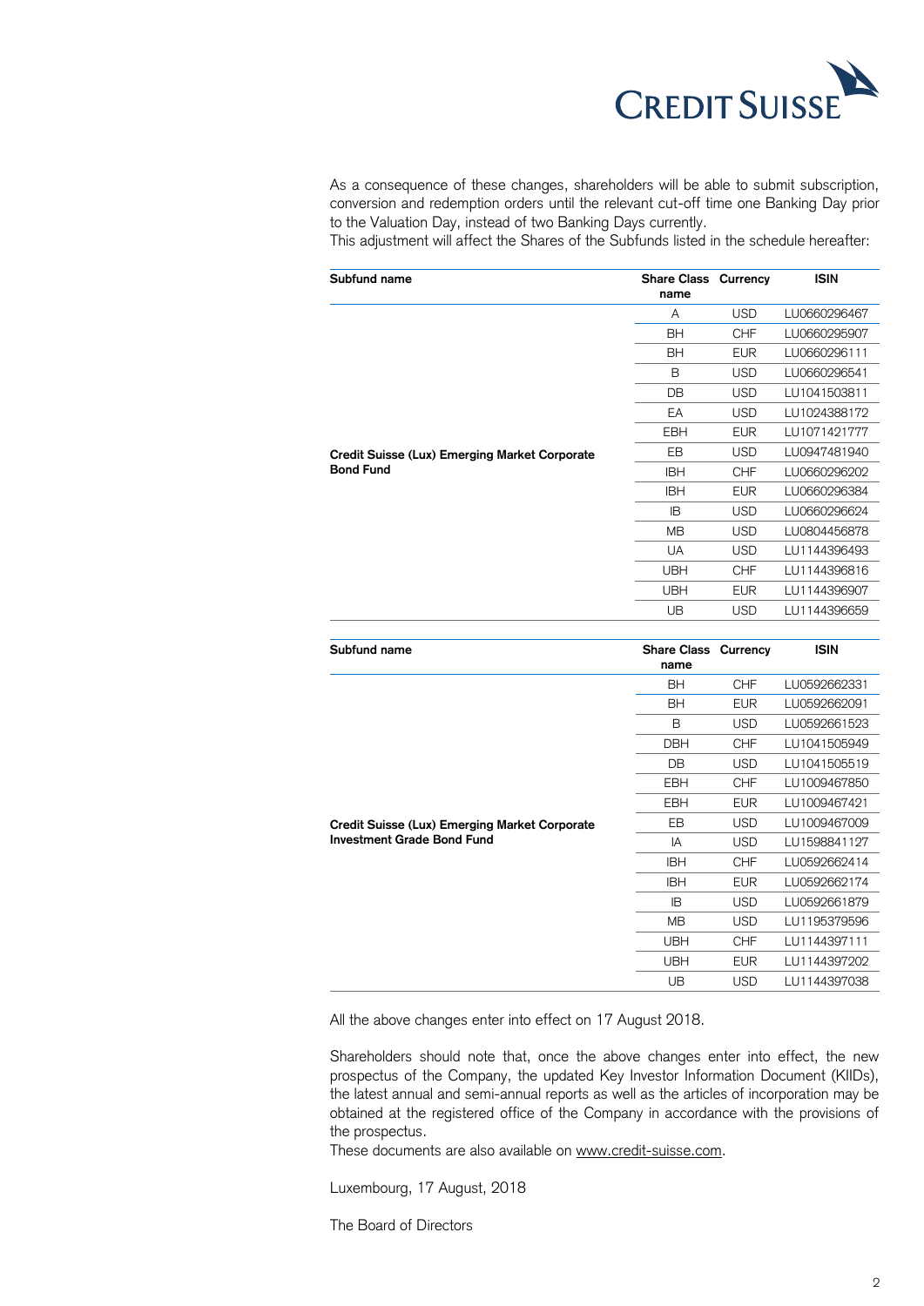As a consequence of these changes, shareholders will be able to submit subscription, conversion and redemption orders until the relevant cut-off time one Banking Day prior to the Valuation Day, instead of two Banking Days currently.
This adjustment will affect the Shares of the Subfunds listed in the schedule hereafter:

| Subfund name | Share Class name | Currency | ISIN |
|---|---|---|---|
| Credit Suisse (Lux) Emerging Market Corporate Bond Fund | A | USD | LU0660296467 |
| | BH | CHF | LU0660295907 |
| | BH | EUR | LU0660296111 |
| | B | USD | LU0660296541 |
| | DB | USD | LU1041503811 |
| | EA | USD | LU1024388172 |
| | EBH | EUR | LU1071421777 |
| | EB | USD | LU0947481940 |
| | IBH | CHF | LU0660296202 |
| | IBH | EUR | LU0660296384 |
| | IB | USD | LU0660296624 |
| | MB | USD | LU0804456878 |
| | UA | USD | LU1144396493 |
| | UBH | CHF | LU1144396816 |
| | UBH | EUR | LU1144396907 |
| | UB | USD | LU1144396659 |

| Subfund name | Share Class name | Currency | ISIN |
|---|---|---|---|
| Credit Suisse (Lux) Emerging Market Corporate Investment Grade Bond Fund | BH | CHF | LU0592662331 |
| | BH | EUR | LU0592662091 |
| | B | USD | LU0592661523 |
| | DBH | CHF | LU1041505949 |
| | DB | USD | LU1041505519 |
| | EBH | CHF | LU1009467850 |
| | EBH | EUR | LU1009467421 |
| | EB | USD | LU1009467009 |
| | IA | USD | LU1598841127 |
| | IBH | CHF | LU0592662414 |
| | IBH | EUR | LU0592662174 |
| | IB | USD | LU0592661879 |
| | MB | USD | LU1195379596 |
| | UBH | CHF | LU1144397111 |
| | UBH | EUR | LU1144397202 |
| | UB | USD | LU1144397038 |

All the above changes enter into effect on 17 August 2018.

Shareholders should note that, once the above changes enter into effect, the new prospectus of the Company, the updated Key Investor Information Document (KIIDs), the latest annual and semi-annual reports as well as the articles of incorporation may be obtained at the registered office of the Company in accordance with the provisions of the prospectus.
These documents are also available on www.credit-suisse.com.

Luxembourg, 17 August, 2018

The Board of Directors